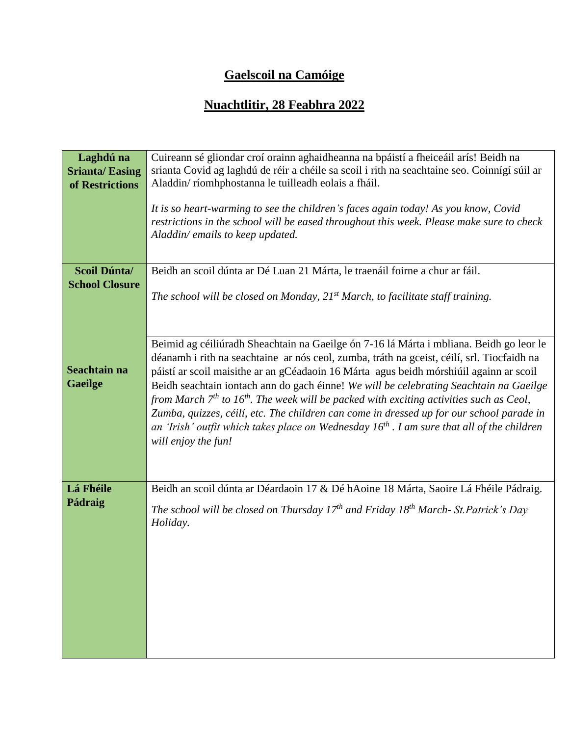# **Gaelscoil na Camóige**

## **Nuachtlitir, 28 Feabhra 2022**

| | |
|---|---|
| **Laghdú na Srianta/ Easing of Restrictions** | Cuireann sé gliondar croí orainn aghaidheanna na bpáistí a fheiceáil arís! Beidh na srianta Covid ag laghdú de réir a chéile sa scoil i rith na seachtaine seo. Coinnígí súil ar Aladdin/ ríomhphostanna le tuilleadh eolais a fháil.<br><br>*It is so heart-warming to see the children's faces again today! As you know, Covid restrictions in the school will be eased throughout this week. Please make sure to check Aladdin/ emails to keep updated.* |
| **Scoil Dúnta/ School Closure** | Beidh an scoil dúnta ar Dé Luan 21 Márta, le traenáil foirne a chur ar fáil.<br><br>*The school will be closed on Monday, 21st March, to facilitate staff training.* |
| **Seachtain na Gaeilge** | Beimid ag céiliúradh Sheachtain na Gaeilge ón 7-16 lá Márta i mbliana. Beidh go leor le déanamh i rith na seachtaine ar nós ceol, zumba, tráth na gceist, céilí, srl. Tiocfaidh na páistí ar scoil maisithe ar an gCéadaoin 16 Márta agus beidh mórshiúil againn ar scoil Beidh seachtain iontach ann do gach éinne! *We will be celebrating Seachtain na Gaeilge from March 7th to 16th. The week will be packed with exciting activities such as Ceol, Zumba, quizzes, céilí, etc. The children can come in dressed up for our school parade in an 'Irish' outfit which takes place on Wednesday 16th . I am sure that all of the children will enjoy the fun!* |
| **Lá Fhéile Pádraig** | Beidh an scoil dúnta ar Déardaoin 17 & Dé hAoine 18 Márta, Saoire Lá Fhéile Pádraig.<br><br>*The school will be closed on Thursday 17th and Friday 18th March- St.Patrick's Day Holiday.* |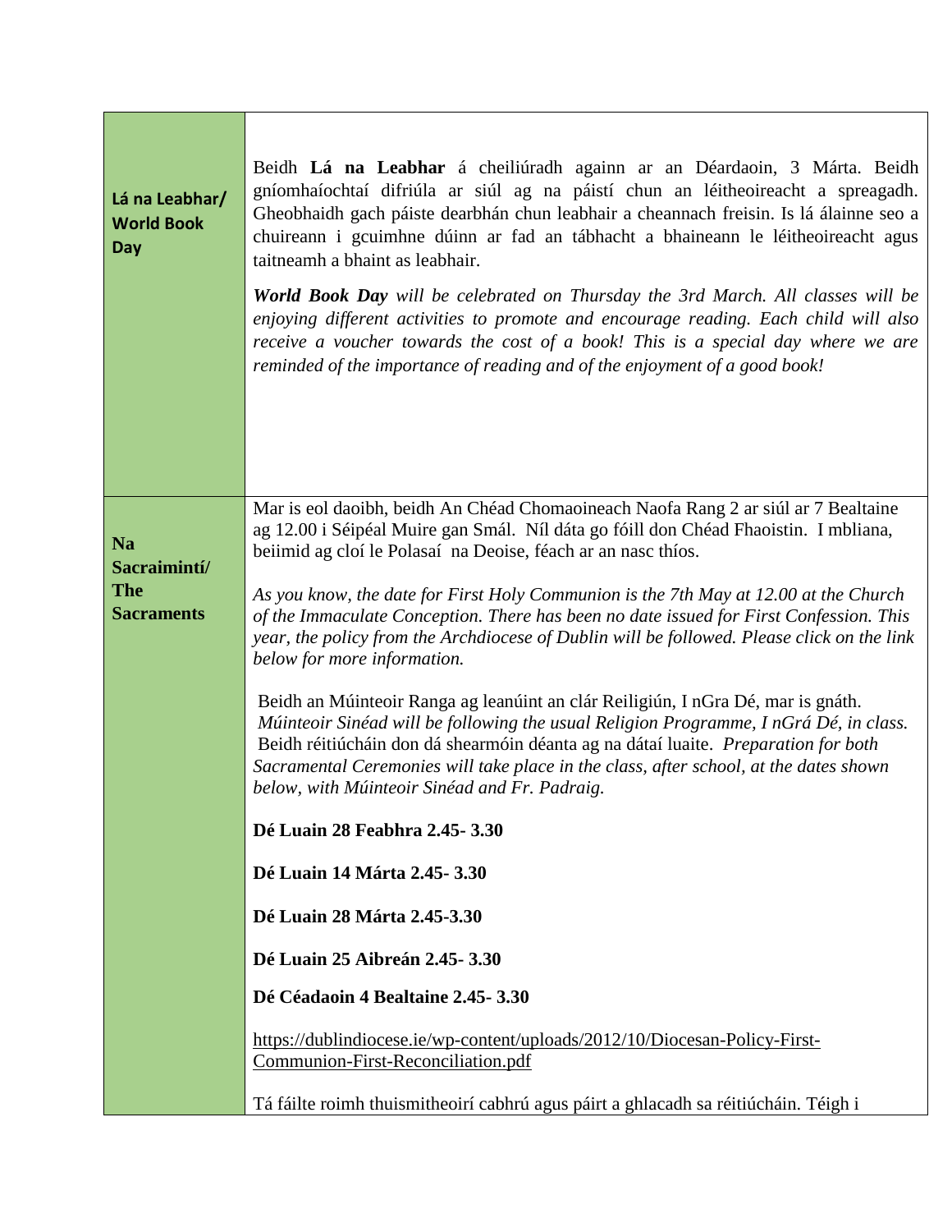| | |
|---|---|
| **Lá na Leabhar/ World Book Day** | Beidh **Lá na Leabhar** á cheiliúradh againn ar an Déardaoin, 3 Márta. Beidh gníomhaíochtaí difriúla ar siúl ag na páistí chun an léitheoireacht a spreagadh. Gheobhaidh gach páiste dearbhán chun leabhair a cheannach freisin. Is lá álainne seo a chuireann i gcuimhne dúinn ar fad an tábhacht a bhaineann le léitheoireacht agus taitneamh a bhaint as leabhair.<br><br>***World Book Day*** *will be celebrated on Thursday the 3rd March. All classes will be enjoying different activities to promote and encourage reading. Each child will also receive a voucher towards the cost of a book! This is a special day where we are reminded of the importance of reading and of the enjoyment of a good book!* |
| **Na Sacraimintí/ The Sacraments** | Mar is eol daoibh, beidh An Chéad Chomaoineach Naofa Rang 2 ar siúl ar 7 Bealtaine ag 12.00 i Séipéal Muire gan Smál. Níl dáta go fóill don Chéad Fhaoistin. I mbliana, beiimid ag cloí le Polasaí na Deoise, féach ar an nasc thíos.<br><br>*As you know, the date for First Holy Communion is the 7th May at 12.00 at the Church of the Immaculate Conception. There has been no date issued for First Confession. This year, the policy from the Archdiocese of Dublin will be followed. Please click on the link below for more information.*<br><br>Beidh an Múinteoir Ranga ag leanúint an clár Reiligiún, I nGra Dé, mar is gnáth. *Múinteoir Sinéad will be following the usual Religion Programme, I nGrá Dé, in class.* Beidh réitiúcháin don dá shearmóin déanta ag na dátaí luaite. *Preparation for both Sacramental Ceremonies will take place in the class, after school, at the dates shown below, with Múinteoir Sinéad and Fr. Padraig.*<br><br>**Dé Luain 28 Feabhra 2.45- 3.30**<br><br>**Dé Luain 14 Márta 2.45- 3.30**<br><br>**Dé Luain 28 Márta 2.45-3.30**<br><br>**Dé Luain 25 Aibreán 2.45- 3.30**<br><br>**Dé Céadaoin 4 Bealtaine 2.45- 3.30**<br><br>https://dublindiocese.ie/wp-content/uploads/2012/10/Diocesan-Policy-First-Communion-First-Reconciliation.pdf<br><br>Tá fáilte roimh thuismitheoirí cabhrú agus páirt a ghlacadh sa réitiúcháin. Téigh i |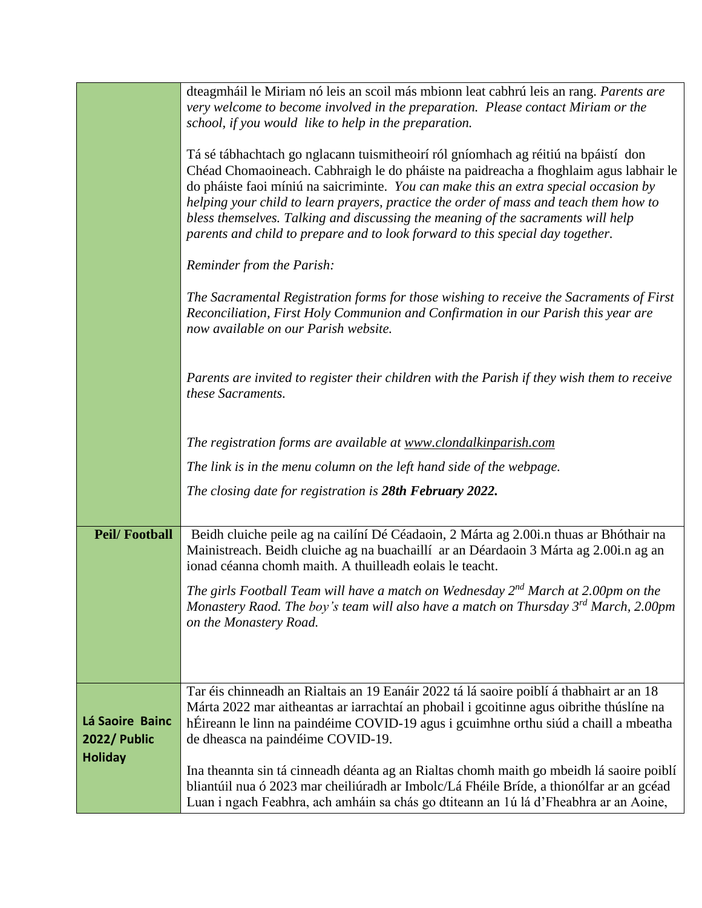| | |
|---|---|
| | dteagmháil le Miriam nó leis an scoil más mbionn leat cabhrú leis an rang. *Parents are very welcome to become involved in the preparation. Please contact Miriam or the school, if you would like to help in the preparation.*<br><br>Tá sé tábhachtach go nglacann tuismitheoirí ról gníomhach ag réitiú na bpáistí don Chéad Chomaoineach. Cabhraigh le do pháiste na paidreacha a fhoghlaim agus labhair le do pháiste faoi míniú na saicriminte. *You can make this an extra special occasion by helping your child to learn prayers, practice the order of mass and teach them how to bless themselves. Talking and discussing the meaning of the sacraments will help parents and child to prepare and to look forward to this special day together.*<br><br>*Reminder from the Parish:*<br><br>*The Sacramental Registration forms for those wishing to receive the Sacraments of First Reconciliation, First Holy Communion and Confirmation in our Parish this year are now available on our Parish website.*<br><br>*Parents are invited to register their children with the Parish if they wish them to receive these Sacraments.*<br><br>*The registration forms are available at www.clondalkinparish.com*<br><br>*The link is in the menu column on the left hand side of the webpage.*<br><br>*The closing date for registration is **28th February 2022.*** |
| **Peil/ Football** | Beidh cluiche peile ag na cailíní Dé Céadaoin, 2 Márta ag 2.00i.n thuas ar Bhóthair na Mainistreach. Beidh cluiche ag na buachaillí ar an Déardaoin 3 Márta ag 2.00i.n ag an ionad céanna chomh maith. A thuilleadh eolais le teacht.<br><br>*The girls Football Team will have a match on Wednesday 2nd March at 2.00pm on the Monastery Raod. The boy's team will also have a match on Thursday 3rd March, 2.00pm on the Monastery Road.* |
| **Lá Saoire Bainc 2022/ Public Holiday** | Tar éis chinneadh an Rialtais an 19 Eanáir 2022 tá lá saoire poiblí á thabhairt ar an 18 Márta 2022 mar aitheantas ar iarrachtaí an phobail i gcoitinne agus oibrithe thúslíne na hÉireann le linn na paindéime COVID-19 agus i gcuimhne orthu siúd a chaill a mbeatha de dheasca na paindéime COVID-19.<br><br>Ina theannta sin tá cinneadh déanta ag an Rialtas chomh maith go mbeidh lá saoire poiblí bliantúil nua ó 2023 mar cheiliúradh ar Imbolc/Lá Fhéile Bríde, a thionólfar ar an gcéad Luan i ngach Feabhra, ach amháin sa chás go dtiteann an 1ú lá d'Fheabhra ar an Aoine, |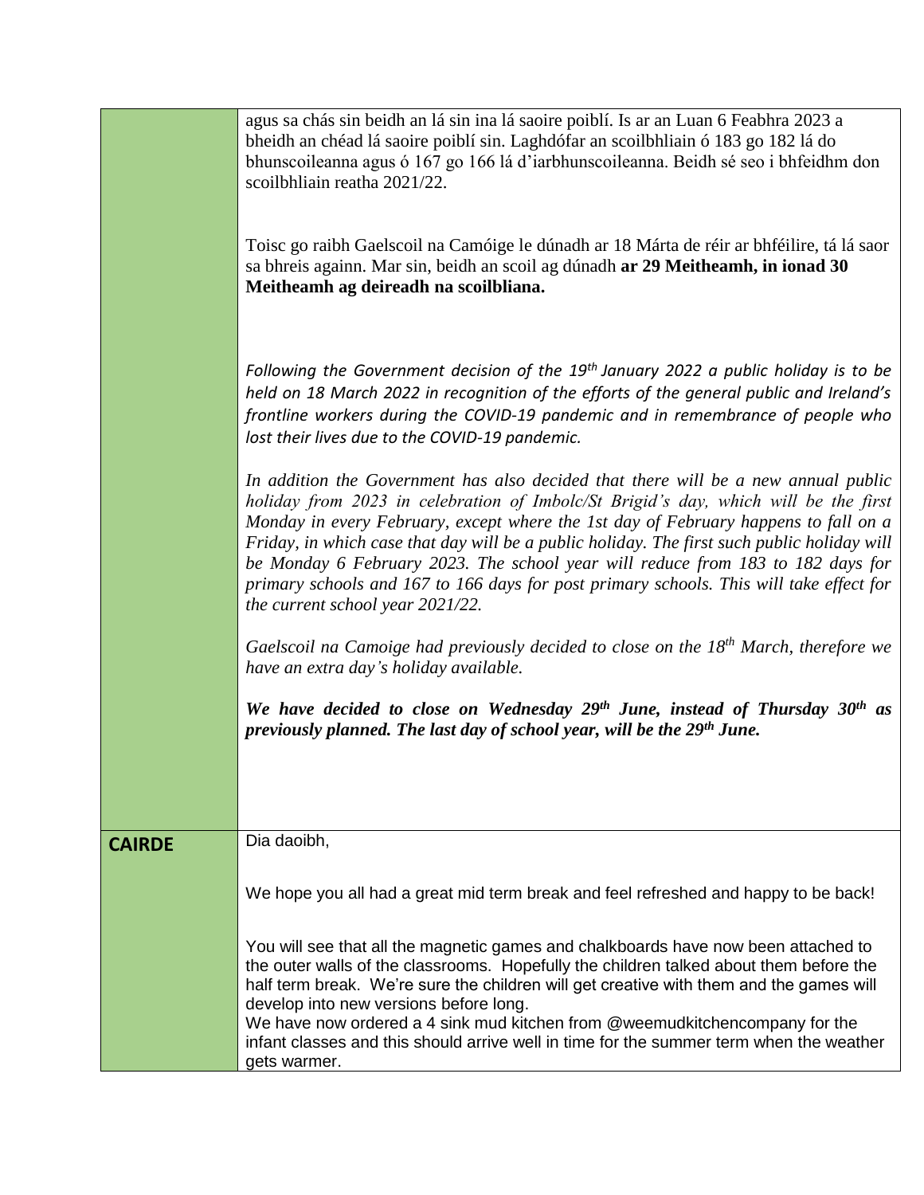| | |
|---|---|
| | agus sa chás sin beidh an lá sin ina lá saoire poiblí. Is ar an Luan 6 Feabhra 2023 a bheidh an chéad lá saoire poiblí sin. Laghdófar an scoilbhliain ó 183 go 182 lá do bhunscoileanna agus ó 167 go 166 lá d'iarbhunscoileanna. Beidh sé seo i bhfeidhm don scoilbhliain reatha 2021/22.<br><br>Toisc go raibh Gaelscoil na Camóige le dúnadh ar 18 Márta de réir ar bhféilire, tá lá saor sa bhreis againn. Mar sin, beidh an scoil ag dúnadh **ar 29 Meitheamh, in ionad 30 Meitheamh ag deireadh na scoilbliana.**<br><br>*Following the Government decision of the 19th January 2022 a public holiday is to be held on 18 March 2022 in recognition of the efforts of the general public and Ireland's frontline workers during the COVID-19 pandemic and in remembrance of people who lost their lives due to the COVID-19 pandemic.*<br><br>*In addition the Government has also decided that there will be a new annual public holiday from 2023 in celebration of Imbolc/St Brigid's day, which will be the first Monday in every February, except where the 1st day of February happens to fall on a Friday, in which case that day will be a public holiday. The first such public holiday will be Monday 6 February 2023. The school year will reduce from 183 to 182 days for primary schools and 167 to 166 days for post primary schools. This will take effect for the current school year 2021/22.*<br><br>*Gaelscoil na Camoige had previously decided to close on the 18th March, therefore we have an extra day's holiday available.*<br><br>***We have decided to close on Wednesday 29th June, instead of Thursday 30th as previously planned. The last day of school year, will be the 29th June.*** |
| **CAIRDE** | Dia daoibh,<br><br>We hope you all had a great mid term break and feel refreshed and happy to be back!<br><br>You will see that all the magnetic games and chalkboards have now been attached to the outer walls of the classrooms. Hopefully the children talked about them before the half term break. We're sure the children will get creative with them and the games will develop into new versions before long.<br>We have now ordered a 4 sink mud kitchen from @weemudkitchencompany for the infant classes and this should arrive well in time for the summer term when the weather gets warmer. |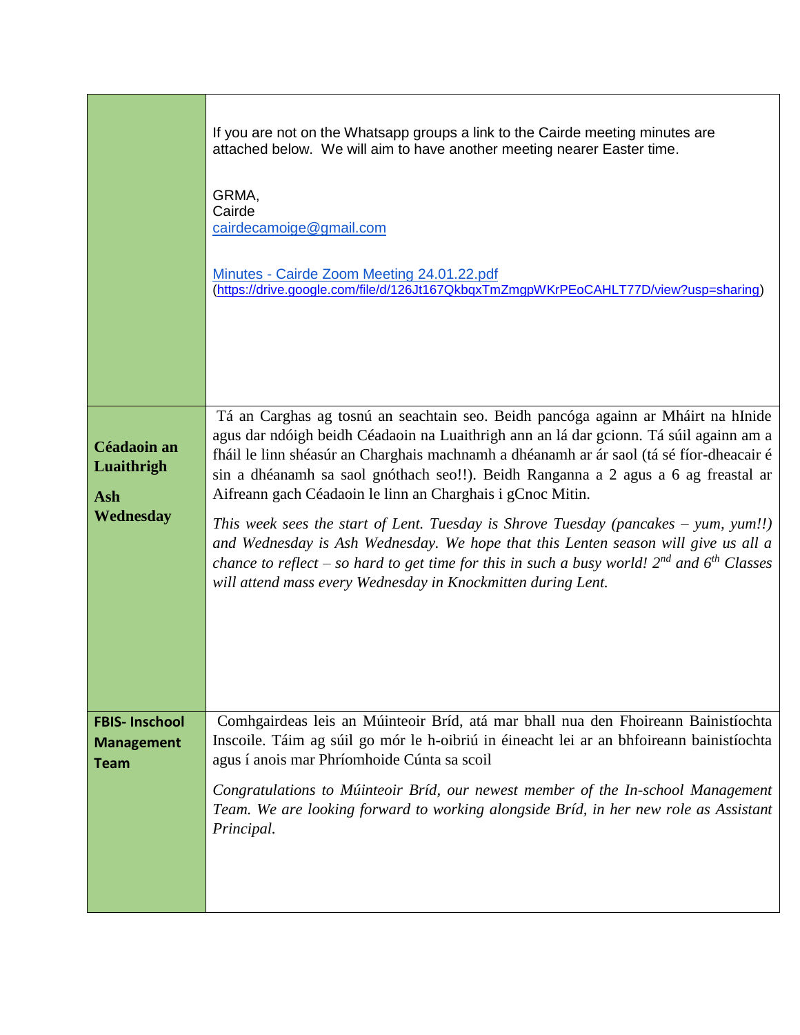| | |
|---|---|
| | If you are not on the Whatsapp groups a link to the Cairde meeting minutes are attached below. We will aim to have another meeting nearer Easter time.<br><br>GRMA,<br>Cairde<br>cairdecamoige@gmail.com<br><br>Minutes - Cairde Zoom Meeting 24.01.22.pdf<br>(https://drive.google.com/file/d/126Jt167QkbqxTmZmgpWKrPEoCAHLT77D/view?usp=sharing) |
| **Céadaoin an Luaithrigh**<br><br>**Ash Wednesday** | Tá an Carghas ag tosnú an seachtain seo. Beidh pancóga againn ar Mháirt na hInide agus dar ndóigh beidh Céadaoin na Luaithrigh ann an lá dar gcionn. Tá súil againn am a fháil le linn shéasúr an Charghais machnamh a dhéanamh ar ár saol (tá sé fíor-dheacair é sin a dhéanamh sa saol gnóthach seo!!). Beidh Ranganna a 2 agus a 6 ag freastal ar Aifreann gach Céadaoin le linn an Charghais i gCnoc Mitin.<br><br>*This week sees the start of Lent. Tuesday is Shrove Tuesday (pancakes – yum, yum!!) and Wednesday is Ash Wednesday. We hope that this Lenten season will give us all a chance to reflect – so hard to get time for this in such a busy world! 2nd and 6th Classes will attend mass every Wednesday in Knockmitten during Lent.* |
| **FBIS- Inschool Management Team** | Comhgairdeas leis an Múinteoir Bríd, atá mar bhall nua den Fhoireann Bainistíochta Inscoile. Táim ag súil go mór le h-oibriú in éineacht lei ar an bhfoireann bainistíochta agus í anois mar Phríomhoide Cúnta sa scoil<br><br>*Congratulations to Múinteoir Bríd, our newest member of the In-school Management Team. We are looking forward to working alongside Bríd, in her new role as Assistant Principal.* |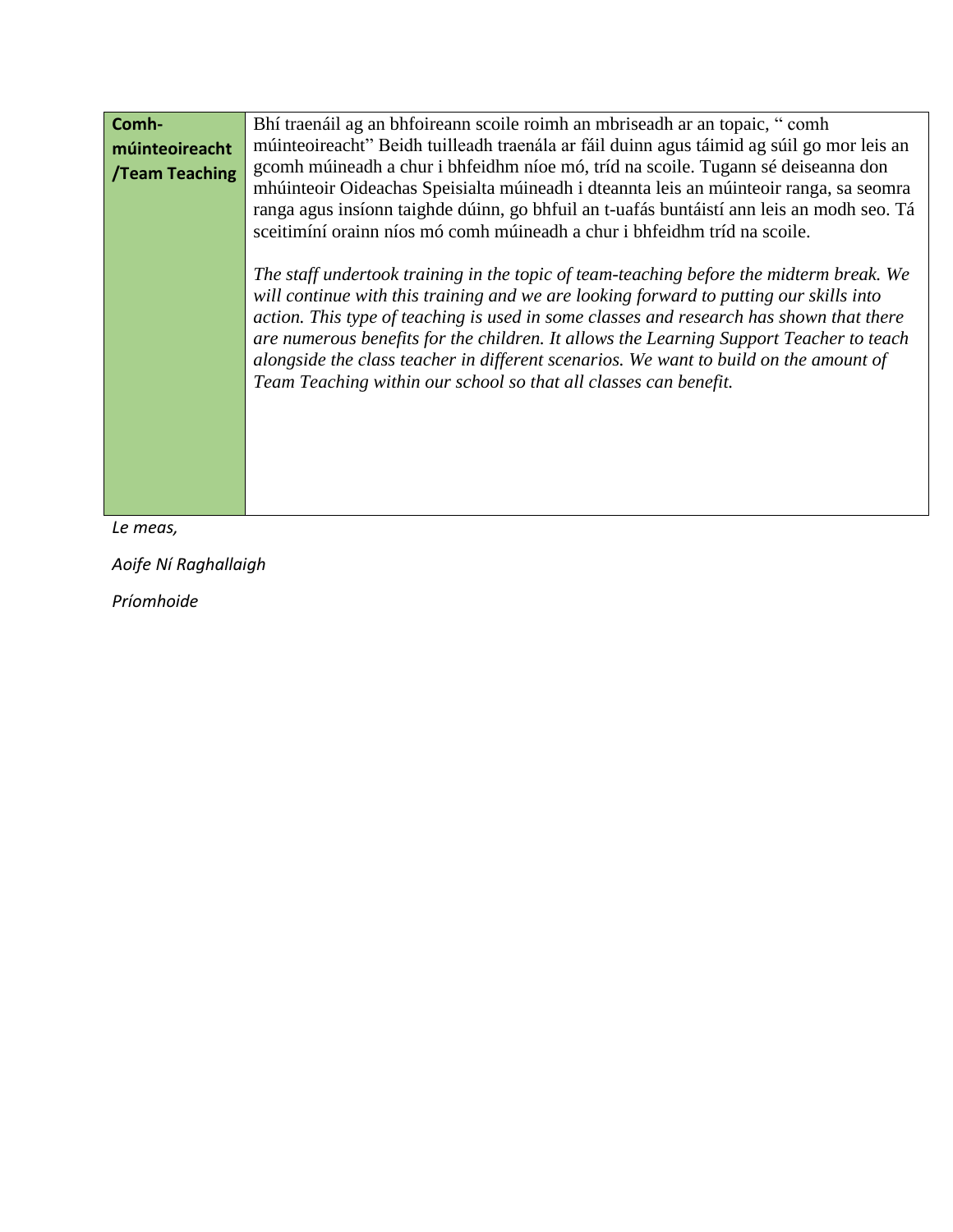| | |
|---|---|
| **Comh-múinteoireacht /Team Teaching** | Bhí traenáil ag an bhfoireann scoile roimh an mbriseadh ar an topaic, " comh múinteoireacht" Beidh tuilleadh traenála ar fáil duinn agus táimid ag súil go mor leis an gcomh múineadh a chur i bhfeidhm níoe mó, tríd na scoile. Tugann sé deiseanna don mhúinteoir Oideachas Speisialta múineadh i dteannta leis an múinteoir ranga, sa seomra ranga agus insíonn taighde dúinn, go bhfuil an t-uafás buntáistí ann leis an modh seo. Tá sceitimíní orainn níos mó comh múineadh a chur i bhfeidhm tríd na scoile.<br><br>*The staff undertook training in the topic of team-teaching before the midterm break. We will continue with this training and we are looking forward to putting our skills into action. This type of teaching is used in some classes and research has shown that there are numerous benefits for the children. It allows the Learning Support Teacher to teach alongside the class teacher in different scenarios. We want to build on the amount of Team Teaching within our school so that all classes can benefit.* |

*Le meas,*

*Aoife Ní Raghallaigh*

*Príomhoide*